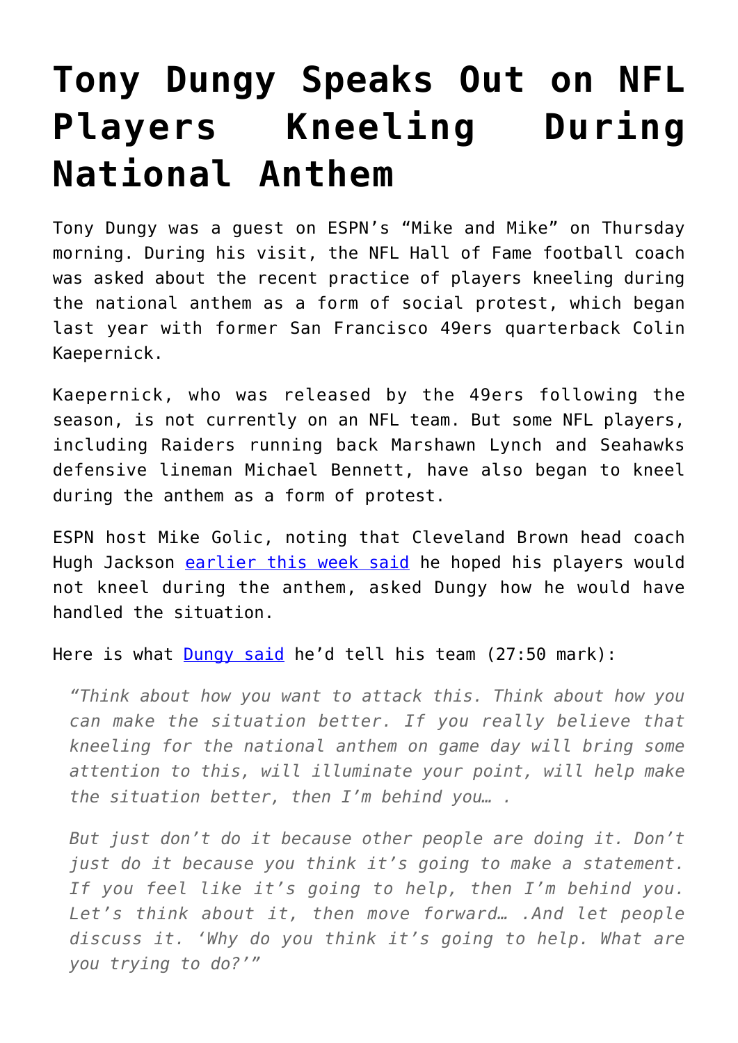# Tony Dungy Speaks Out on NFL Players Kneeling During National Anthem

Tony Dungy was a guest on ESPN's "Mike and Mike" on Thursday morning. During his visit, the NFL Hall of Fame football coach was asked about the recent practice of players kneeling during the national anthem as a form of social protest, which began last year with former San Francisco 49ers quarterback Colin Kaepernick.

Kaepernick, who was released by the 49ers following the season, is not currently on an NFL team. But some NFL players, including Raiders running back Marshawn Lynch and Seahawks defensive lineman Michael Bennett, have also began to kneel during the anthem as a form of protest.

ESPN host Mike Golic, noting that Cleveland Brown head coach Hugh Jackson earlier this week said he hoped his players would not kneel during the anthem, asked Dungy how he would have handled the situation.

Here is what Dungy said he'd tell his team (27:50 mark):

> *"Think about how you want to attack this. Think about how you can make the situation better. If you really believe that kneeling for the national anthem on game day will bring some attention to this, will illuminate your point, will help make the situation better, then I'm behind you… .*
>
> *But just don't do it because other people are doing it. Don't just do it because you think it's going to make a statement. If you feel like it's going to help, then I'm behind you. Let's think about it, then move forward… .And let people discuss it. 'Why do you think it's going to help. What are you trying to do?'"*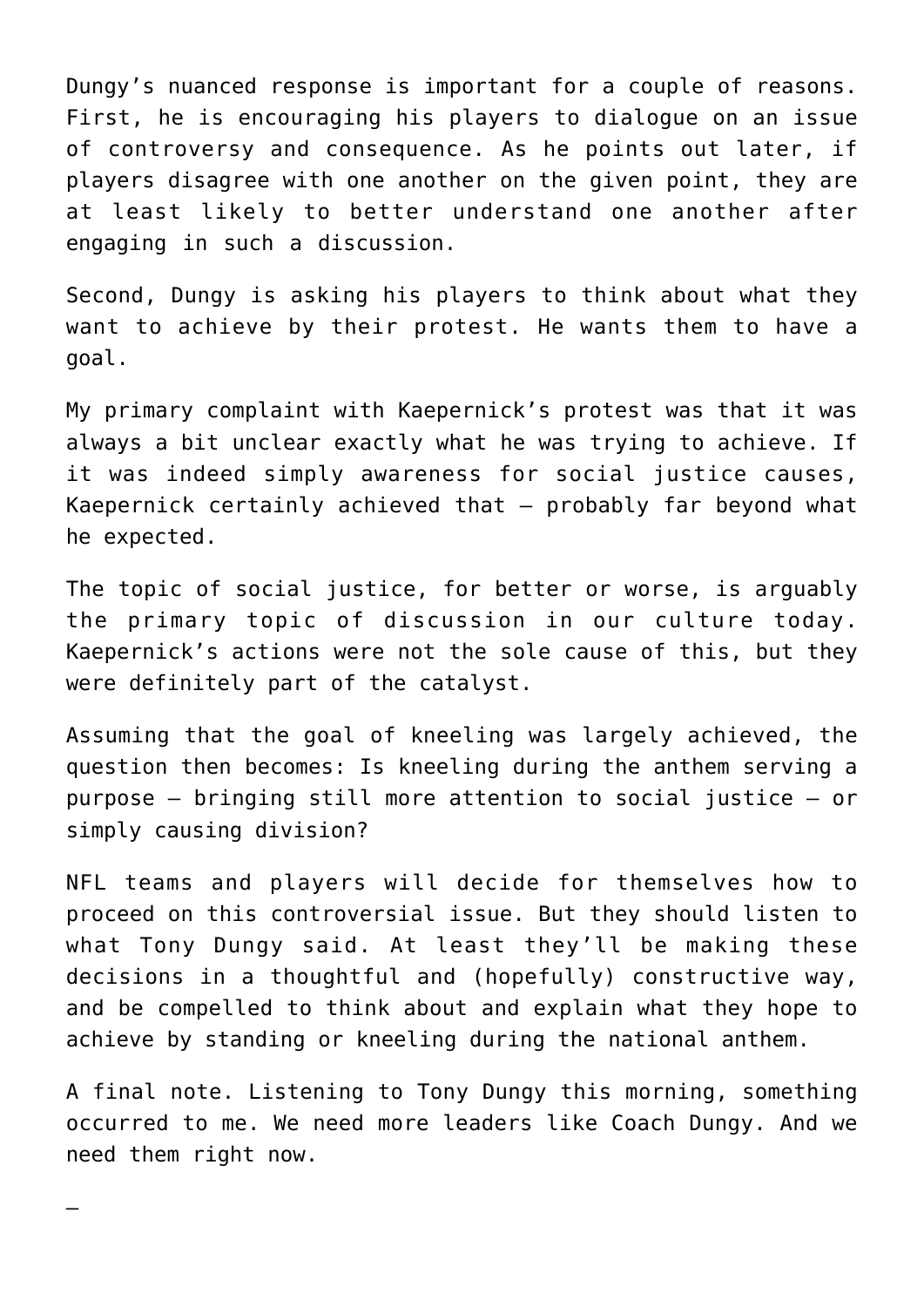Dungy's nuanced response is important for a couple of reasons. First, he is encouraging his players to dialogue on an issue of controversy and consequence. As he points out later, if players disagree with one another on the given point, they are at least likely to better understand one another after engaging in such a discussion.

Second, Dungy is asking his players to think about what they want to achieve by their protest. He wants them to have a goal.

My primary complaint with Kaepernick's protest was that it was always a bit unclear exactly what he was trying to achieve. If it was indeed simply awareness for social justice causes, Kaepernick certainly achieved that – probably far beyond what he expected.

The topic of social justice, for better or worse, is arguably the primary topic of discussion in our culture today. Kaepernick's actions were not the sole cause of this, but they were definitely part of the catalyst.

Assuming that the goal of kneeling was largely achieved, the question then becomes: Is kneeling during the anthem serving a purpose – bringing still more attention to social justice – or simply causing division?

NFL teams and players will decide for themselves how to proceed on this controversial issue. But they should listen to what Tony Dungy said. At least they'll be making these decisions in a thoughtful and (hopefully) constructive way, and be compelled to think about and explain what they hope to achieve by standing or kneeling during the national anthem.

A final note. Listening to Tony Dungy this morning, something occurred to me. We need more leaders like Coach Dungy. And we need them right now.

—